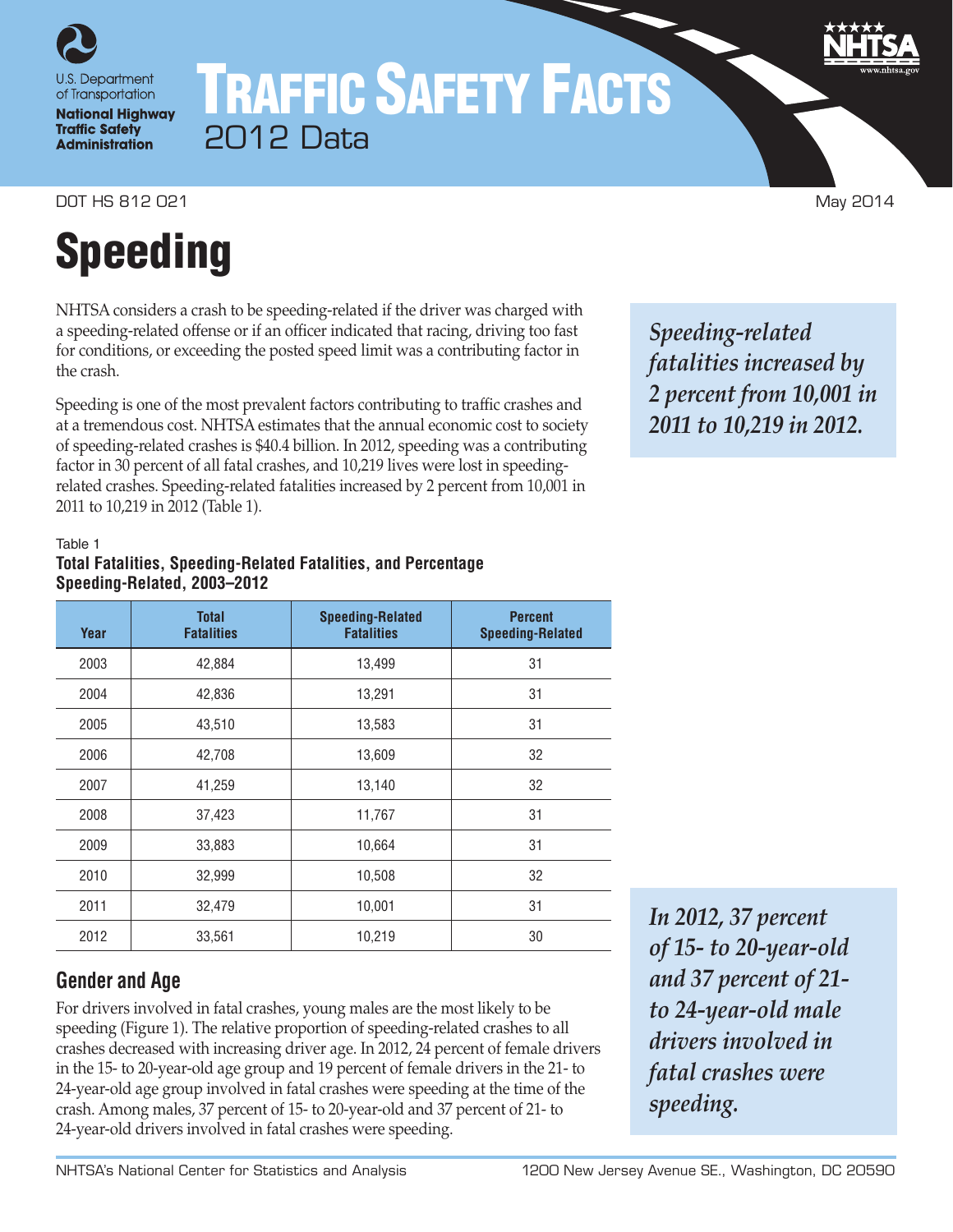U.S. Department of Transportation
**National Highway Traffic Safety Administration**

# TRAFFIC SAFETY FACTS
2012 Data

DOT HS 812 021 May 2014

# Speeding

NHTSA considers a crash to be speeding-related if the driver was charged with a speeding-related offense or if an officer indicated that racing, driving too fast for conditions, or exceeding the posted speed limit was a contributing factor in the crash.

*Speeding-related fatalities increased by 2 percent from 10,001 in 2011 to 10,219 in 2012.*

Speeding is one of the most prevalent factors contributing to traffic crashes and at a tremendous cost. NHTSA estimates that the annual economic cost to society of speeding-related crashes is $40.4 billion. In 2012, speeding was a contributing factor in 30 percent of all fatal crashes, and 10,219 lives were lost in speeding-related crashes. Speeding-related fatalities increased by 2 percent from 10,001 in 2011 to 10,219 in 2012 (Table 1).

Table 1
**Total Fatalities, Speeding-Related Fatalities, and Percentage Speeding-Related, 2003–2012**

| Year | Total Fatalities | Speeding-Related Fatalities | Percent Speeding-Related |
|---|---|---|---|
| 2003 | 42,884 | 13,499 | 31 |
| 2004 | 42,836 | 13,291 | 31 |
| 2005 | 43,510 | 13,583 | 31 |
| 2006 | 42,708 | 13,609 | 32 |
| 2007 | 41,259 | 13,140 | 32 |
| 2008 | 37,423 | 11,767 | 31 |
| 2009 | 33,883 | 10,664 | 31 |
| 2010 | 32,999 | 10,508 | 32 |
| 2011 | 32,479 | 10,001 | 31 |
| 2012 | 33,561 | 10,219 | 30 |

## Gender and Age

For drivers involved in fatal crashes, young males are the most likely to be speeding (Figure 1). The relative proportion of speeding-related crashes to all crashes decreased with increasing driver age. In 2012, 24 percent of female drivers in the 15- to 20-year-old age group and 19 percent of female drivers in the 21- to 24-year-old age group involved in fatal crashes were speeding at the time of the crash. Among males, 37 percent of 15- to 20-year-old and 37 percent of 21- to 24-year-old drivers involved in fatal crashes were speeding.

*In 2012, 37 percent of 15- to 20-year-old and 37 percent of 21- to 24-year-old male drivers involved in fatal crashes were speeding.*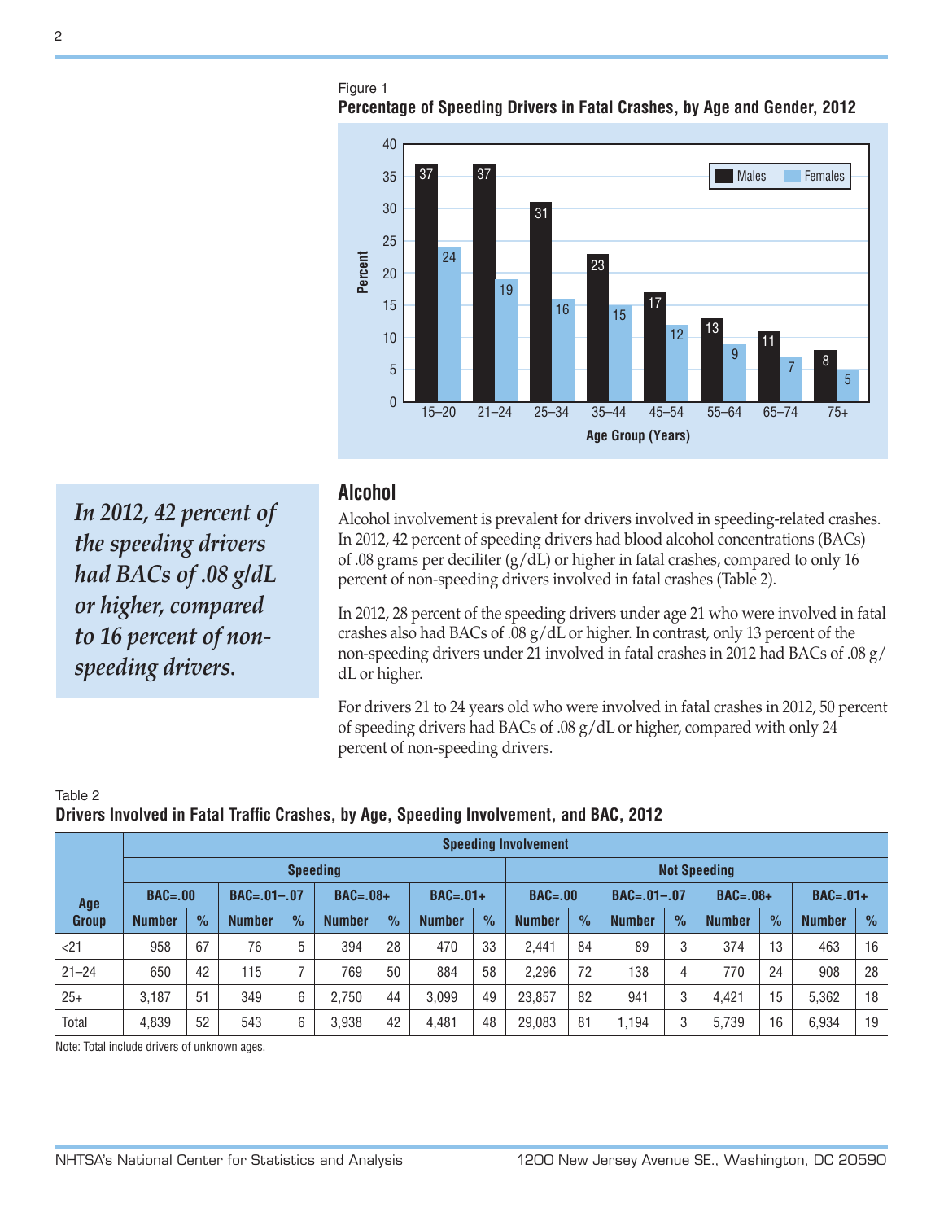Figure 1

**Percentage of Speeding Drivers in Fatal Crashes, by Age and Gender, 2012**

| Age Group (Years) | Males | Females |
|---|---|---|
| 15–20 | 37 | 24 |
| 21–24 | 37 | 19 |
| 25–34 | 31 | 16 |
| 35–44 | 23 | 15 |
| 45–54 | 17 | 12 |
| 55–64 | 13 | 9 |
| 65–74 | 11 | 7 |
| 75+ | 8 | 5 |

## Alcohol

*In 2012, 42 percent of the speeding drivers had BACs of .08 g/dL or higher, compared to 16 percent of non-speeding drivers.*

Alcohol involvement is prevalent for drivers involved in speeding-related crashes. In 2012, 42 percent of speeding drivers had blood alcohol concentrations (BACs) of .08 grams per deciliter (g/dL) or higher in fatal crashes, compared to only 16 percent of non-speeding drivers involved in fatal crashes (Table 2).

In 2012, 28 percent of the speeding drivers under age 21 who were involved in fatal crashes also had BACs of .08 g/dL or higher. In contrast, only 13 percent of the non-speeding drivers under 21 involved in fatal crashes in 2012 had BACs of .08 g/dL or higher.

For drivers 21 to 24 years old who were involved in fatal crashes in 2012, 50 percent of speeding drivers had BACs of .08 g/dL or higher, compared with only 24 percent of non-speeding drivers.

Table 2

**Drivers Involved in Fatal Traffic Crashes, by Age, Speeding Involvement, and BAC, 2012**

| Age Group | Speeding Involvement | | | | | | | | | | | | | | | |
|---|---|---|---|---|---|---|---|---|---|---|---|---|---|---|---|---|
| | Speeding | | | | | | | | Not Speeding | | | | | | | |
| | BAC=.00 | | BAC=.01–.07 | | BAC=.08+ | | BAC=.01+ | | BAC=.00 | | BAC=.01–.07 | | BAC=.08+ | | BAC=.01+ | |
| | Number | % | Number | % | Number | % | Number | % | Number | % | Number | % | Number | % | Number | % |
| <21 | 958 | 67 | 76 | 5 | 394 | 28 | 470 | 33 | 2,441 | 84 | 89 | 3 | 374 | 13 | 463 | 16 |
| 21–24 | 650 | 42 | 115 | 7 | 769 | 50 | 884 | 58 | 2,296 | 72 | 138 | 4 | 770 | 24 | 908 | 28 |
| 25+ | 3,187 | 51 | 349 | 6 | 2,750 | 44 | 3,099 | 49 | 23,857 | 82 | 941 | 3 | 4,421 | 15 | 5,362 | 18 |
| Total | 4,839 | 52 | 543 | 6 | 3,938 | 42 | 4,481 | 48 | 29,083 | 81 | 1,194 | 3 | 5,739 | 16 | 6,934 | 19 |

Note: Total include drivers of unknown ages.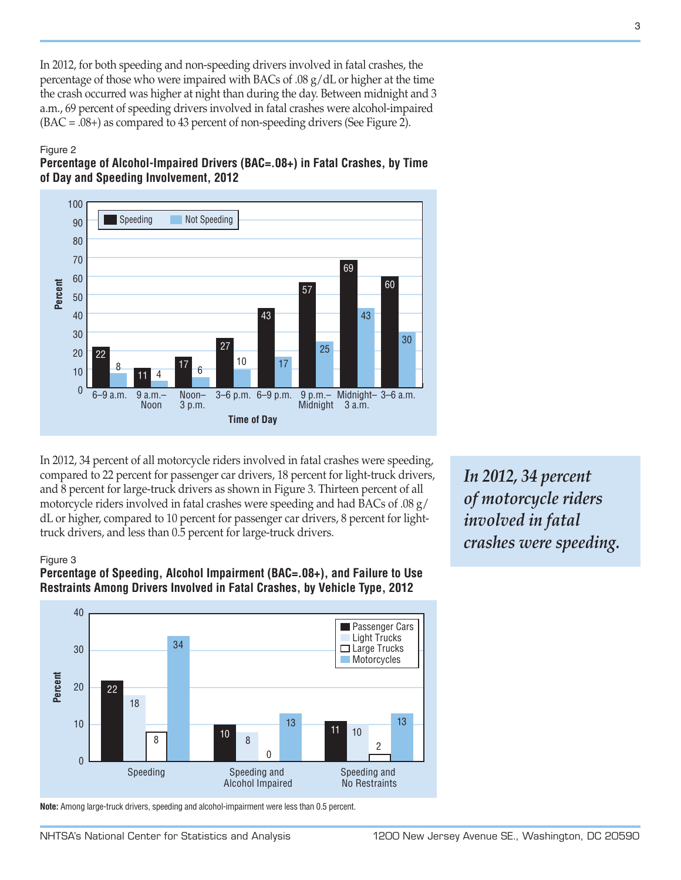In 2012, for both speeding and non-speeding drivers involved in fatal crashes, the percentage of those who were impaired with BACs of .08 g/dL or higher at the time the crash occurred was higher at night than during the day. Between midnight and 3 a.m., 69 percent of speeding drivers involved in fatal crashes were alcohol-impaired (BAC = .08+) as compared to 43 percent of non-speeding drivers (See Figure 2).

Figure 2

**Percentage of Alcohol-Impaired Drivers (BAC=.08+) in Fatal Crashes, by Time of Day and Speeding Involvement, 2012**

| Time of Day | Speeding | Not Speeding |
|---|---|---|
| 6–9 a.m. | 22 | 8 |
| 9 a.m.–Noon | 11 | 4 |
| Noon–3 p.m. | 17 | 6 |
| 3–6 p.m. | 27 | 10 |
| 6–9 p.m. | 43 | 17 |
| 9 p.m.–Midnight | 57 | 25 |
| Midnight–3 a.m. | 69 | 43 |
| 3–6 a.m. | 60 | 30 |

In 2012, 34 percent of all motorcycle riders involved in fatal crashes were speeding, compared to 22 percent for passenger car drivers, 18 percent for light-truck drivers, and 8 percent for large-truck drivers as shown in Figure 3. Thirteen percent of all motorcycle riders involved in fatal crashes were speeding and had BACs of .08 g/dL or higher, compared to 10 percent for passenger car drivers, 8 percent for light-truck drivers, and less than 0.5 percent for large-truck drivers.

*In 2012, 34 percent of motorcycle riders involved in fatal crashes were speeding.*

Figure 3

**Percentage of Speeding, Alcohol Impairment (BAC=.08+), and Failure to Use Restraints Among Drivers Involved in Fatal Crashes, by Vehicle Type, 2012**

| | Passenger Cars | Light Trucks | Large Trucks | Motorcycles |
|---|---|---|---|---|
| Speeding | 22 | 18 | 8 | 34 |
| Speeding and Alcohol Impaired | 10 | 8 | 0 | 13 |
| Speeding and No Restraints | 11 | 10 | 2 | 13 |

**Note:** Among large-truck drivers, speeding and alcohol-impairment were less than 0.5 percent.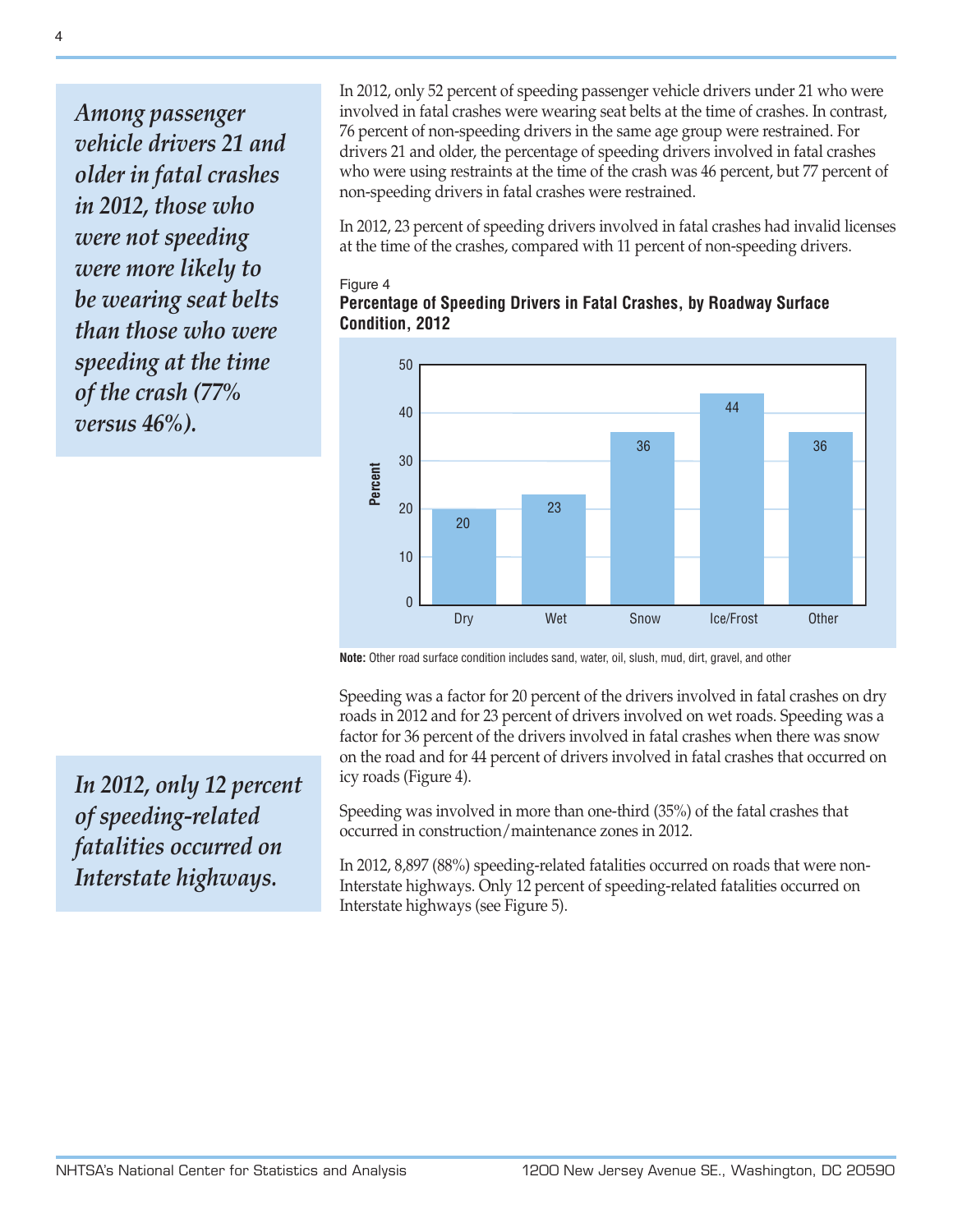*Among passenger vehicle drivers 21 and older in fatal crashes in 2012, those who were not speeding were more likely to be wearing seat belts than those who were speeding at the time of the crash (77% versus 46%).*

In 2012, only 52 percent of speeding passenger vehicle drivers under 21 who were involved in fatal crashes were wearing seat belts at the time of crashes. In contrast, 76 percent of non-speeding drivers in the same age group were restrained. For drivers 21 and older, the percentage of speeding drivers involved in fatal crashes who were using restraints at the time of the crash was 46 percent, but 77 percent of non-speeding drivers in fatal crashes were restrained.

In 2012, 23 percent of speeding drivers involved in fatal crashes had invalid licenses at the time of the crashes, compared with 11 percent of non-speeding drivers.

Figure 4
**Percentage of Speeding Drivers in Fatal Crashes, by Roadway Surface Condition, 2012**

| Roadway Surface Condition | Percent |
|---|---|
| Dry | 20 |
| Wet | 23 |
| Snow | 36 |
| Ice/Frost | 44 |
| Other | 36 |

**Note:** Other road surface condition includes sand, water, oil, slush, mud, dirt, gravel, and other

Speeding was a factor for 20 percent of the drivers involved in fatal crashes on dry roads in 2012 and for 23 percent of drivers involved on wet roads. Speeding was a factor for 36 percent of the drivers involved in fatal crashes when there was snow on the road and for 44 percent of drivers involved in fatal crashes that occurred on icy roads (Figure 4).

*In 2012, only 12 percent of speeding-related fatalities occurred on Interstate highways.*

Speeding was involved in more than one-third (35%) of the fatal crashes that occurred in construction/maintenance zones in 2012.

In 2012, 8,897 (88%) speeding-related fatalities occurred on roads that were non-Interstate highways. Only 12 percent of speeding-related fatalities occurred on Interstate highways (see Figure 5).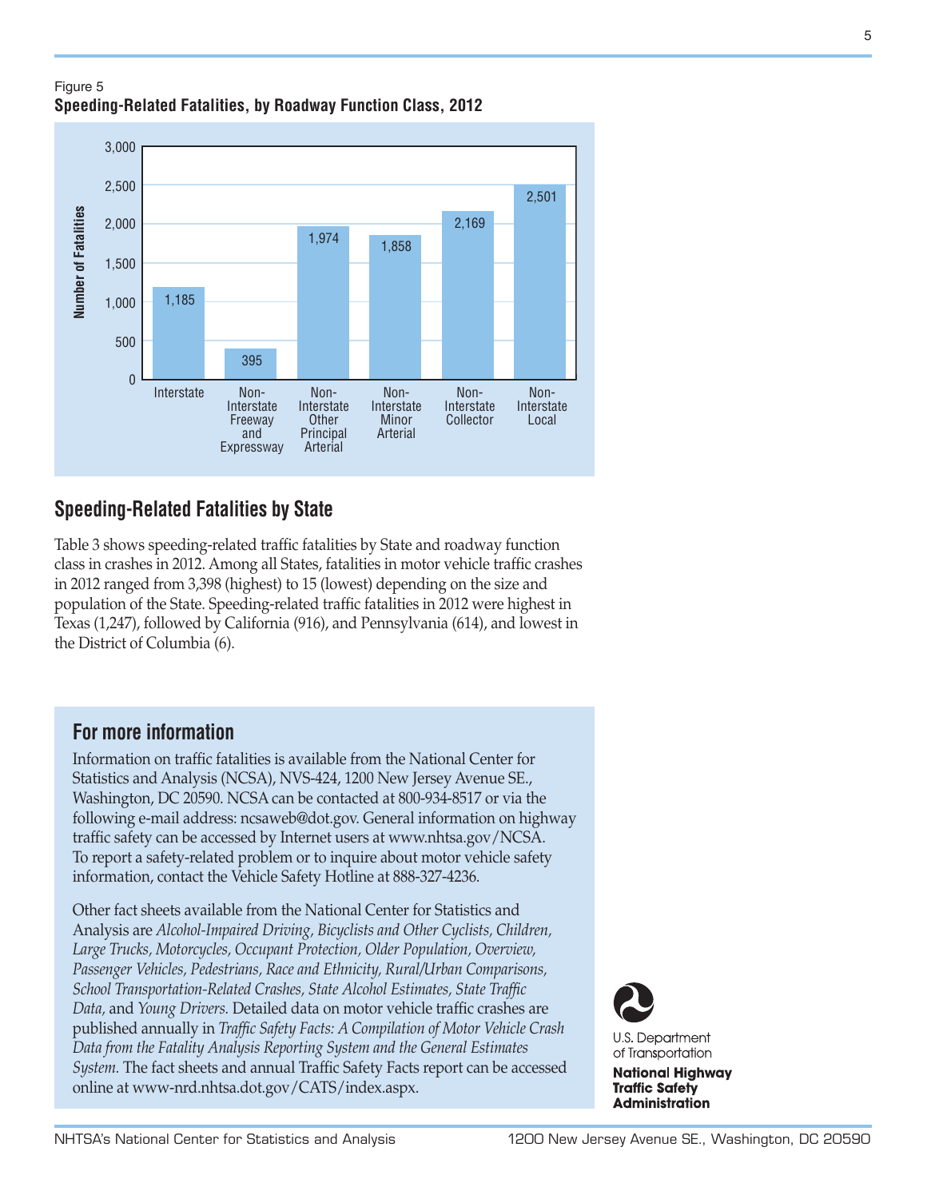Figure 5

**Speeding-Related Fatalities, by Roadway Function Class, 2012**

| Roadway Function Class | Number of Fatalities |
|---|---|
| Interstate | 1,185 |
| Non-Interstate Freeway and Expressway | 395 |
| Non-Interstate Other Principal Arterial | 1,974 |
| Non-Interstate Minor Arterial | 1,858 |
| Non-Interstate Collector | 2,169 |
| Non-Interstate Local | 2,501 |

## Speeding-Related Fatalities by State

Table 3 shows speeding-related traffic fatalities by State and roadway function class in crashes in 2012. Among all States, fatalities in motor vehicle traffic crashes in 2012 ranged from 3,398 (highest) to 15 (lowest) depending on the size and population of the State. Speeding-related traffic fatalities in 2012 were highest in Texas (1,247), followed by California (916), and Pennsylvania (614), and lowest in the District of Columbia (6).

## For more information

Information on traffic fatalities is available from the National Center for Statistics and Analysis (NCSA), NVS-424, 1200 New Jersey Avenue SE., Washington, DC 20590. NCSA can be contacted at 800-934-8517 or via the following e-mail address: ncsaweb@dot.gov. General information on highway traffic safety can be accessed by Internet users at www.nhtsa.gov/NCSA. To report a safety-related problem or to inquire about motor vehicle safety information, contact the Vehicle Safety Hotline at 888-327-4236.

Other fact sheets available from the National Center for Statistics and Analysis are *Alcohol-Impaired Driving, Bicyclists and Other Cyclists, Children, Large Trucks, Motorcycles, Occupant Protection, Older Population, Overview, Passenger Vehicles, Pedestrians, Race and Ethnicity, Rural/Urban Comparisons, School Transportation-Related Crashes, State Alcohol Estimates, State Traffic Data,* and *Young Drivers.* Detailed data on motor vehicle traffic crashes are published annually in *Traffic Safety Facts: A Compilation of Motor Vehicle Crash Data from the Fatality Analysis Reporting System and the General Estimates System.* The fact sheets and annual Traffic Safety Facts report can be accessed online at www-nrd.nhtsa.dot.gov/CATS/index.aspx.

U.S. Department of Transportation

**National Highway Traffic Safety Administration**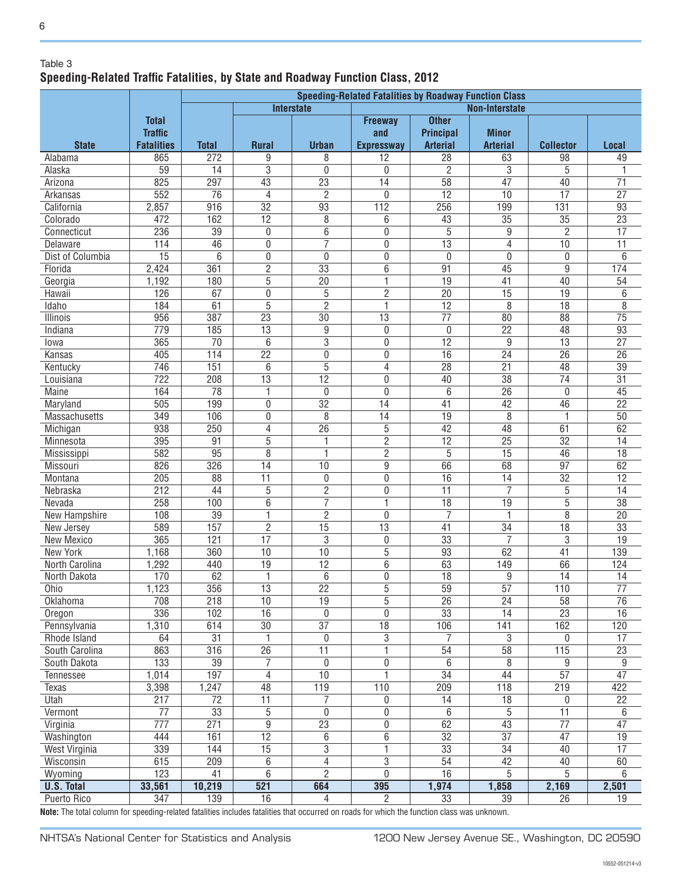Table 3

**Speeding-Related Traffic Fatalities, by State and Roadway Function Class, 2012**

| State | Total Traffic Fatalities | Speeding-Related Fatalities by Roadway Function Class | | | | | | | |
|---|---|---|---|---|---|---|---|---|---|
| | | | Interstate | | Non-Interstate | | | | |
| | | Total | Rural | Urban | Freeway and Expressway | Other Principal Arterial | Minor Arterial | Collector | Local |
| Alabama | 865 | 272 | 9 | 8 | 12 | 28 | 63 | 98 | 49 |
| Alaska | 59 | 14 | 3 | 0 | 0 | 2 | 3 | 5 | 1 |
| Arizona | 825 | 297 | 43 | 23 | 14 | 58 | 47 | 40 | 71 |
| Arkansas | 552 | 76 | 4 | 2 | 0 | 12 | 10 | 17 | 27 |
| California | 2,857 | 916 | 32 | 93 | 112 | 256 | 199 | 131 | 93 |
| Colorado | 472 | 162 | 12 | 8 | 6 | 43 | 35 | 35 | 23 |
| Connecticut | 236 | 39 | 0 | 6 | 0 | 5 | 9 | 2 | 17 |
| Delaware | 114 | 46 | 0 | 7 | 0 | 13 | 4 | 10 | 11 |
| Dist of Columbia | 15 | 6 | 0 | 0 | 0 | 0 | 0 | 0 | 6 |
| Florida | 2,424 | 361 | 2 | 33 | 6 | 91 | 45 | 9 | 174 |
| Georgia | 1,192 | 180 | 5 | 20 | 1 | 19 | 41 | 40 | 54 |
| Hawaii | 126 | 67 | 0 | 5 | 2 | 20 | 15 | 19 | 6 |
| Idaho | 184 | 61 | 5 | 2 | 1 | 12 | 8 | 18 | 8 |
| Illinois | 956 | 387 | 23 | 30 | 13 | 77 | 80 | 88 | 75 |
| Indiana | 779 | 185 | 13 | 9 | 0 | 0 | 22 | 48 | 93 |
| Iowa | 365 | 70 | 6 | 3 | 0 | 12 | 9 | 13 | 27 |
| Kansas | 405 | 114 | 22 | 0 | 0 | 16 | 24 | 26 | 26 |
| Kentucky | 746 | 151 | 6 | 5 | 4 | 28 | 21 | 48 | 39 |
| Louisiana | 722 | 208 | 13 | 12 | 0 | 40 | 38 | 74 | 31 |
| Maine | 164 | 78 | 1 | 0 | 0 | 6 | 26 | 0 | 45 |
| Maryland | 505 | 199 | 0 | 32 | 14 | 41 | 42 | 46 | 22 |
| Massachusetts | 349 | 106 | 0 | 8 | 14 | 19 | 8 | 1 | 50 |
| Michigan | 938 | 250 | 4 | 26 | 5 | 42 | 48 | 61 | 62 |
| Minnesota | 395 | 91 | 5 | 1 | 2 | 12 | 25 | 32 | 14 |
| Mississippi | 582 | 95 | 8 | 1 | 2 | 5 | 15 | 46 | 18 |
| Missouri | 826 | 326 | 14 | 10 | 9 | 66 | 68 | 97 | 62 |
| Montana | 205 | 88 | 11 | 0 | 0 | 16 | 14 | 32 | 12 |
| Nebraska | 212 | 44 | 5 | 2 | 0 | 11 | 7 | 5 | 14 |
| Nevada | 258 | 100 | 6 | 7 | 1 | 18 | 19 | 5 | 38 |
| New Hampshire | 108 | 39 | 1 | 2 | 0 | 7 | 1 | 8 | 20 |
| New Jersey | 589 | 157 | 2 | 15 | 13 | 41 | 34 | 18 | 33 |
| New Mexico | 365 | 121 | 17 | 3 | 0 | 33 | 7 | 3 | 19 |
| New York | 1,168 | 360 | 10 | 10 | 5 | 93 | 62 | 41 | 139 |
| North Carolina | 1,292 | 440 | 19 | 12 | 6 | 63 | 149 | 66 | 124 |
| North Dakota | 170 | 62 | 1 | 6 | 0 | 18 | 9 | 14 | 14 |
| Ohio | 1,123 | 356 | 13 | 22 | 5 | 59 | 57 | 110 | 77 |
| Oklahoma | 708 | 218 | 10 | 19 | 5 | 26 | 24 | 58 | 76 |
| Oregon | 336 | 102 | 16 | 0 | 0 | 33 | 14 | 23 | 16 |
| Pennsylvania | 1,310 | 614 | 30 | 37 | 18 | 106 | 141 | 162 | 120 |
| Rhode Island | 64 | 31 | 1 | 0 | 3 | 7 | 3 | 0 | 17 |
| South Carolina | 863 | 316 | 26 | 11 | 1 | 54 | 58 | 115 | 23 |
| South Dakota | 133 | 39 | 7 | 0 | 0 | 6 | 8 | 9 | 9 |
| Tennessee | 1,014 | 197 | 4 | 10 | 1 | 34 | 44 | 57 | 47 |
| Texas | 3,398 | 1,247 | 48 | 119 | 110 | 209 | 118 | 219 | 422 |
| Utah | 217 | 72 | 11 | 7 | 0 | 14 | 18 | 0 | 22 |
| Vermont | 77 | 33 | 5 | 0 | 0 | 6 | 5 | 11 | 6 |
| Virginia | 777 | 271 | 9 | 23 | 0 | 62 | 43 | 77 | 47 |
| Washington | 444 | 161 | 12 | 6 | 6 | 32 | 37 | 47 | 19 |
| West Virginia | 339 | 144 | 15 | 3 | 1 | 33 | 34 | 40 | 17 |
| Wisconsin | 615 | 209 | 6 | 4 | 3 | 54 | 42 | 40 | 60 |
| Wyoming | 123 | 41 | 6 | 2 | 0 | 16 | 5 | 5 | 6 |
| **U.S. Total** | **33,561** | **10,219** | **521** | **664** | **395** | **1,974** | **1,858** | **2,169** | **2,501** |
| Puerto Rico | 347 | 139 | 16 | 4 | 2 | 33 | 39 | 26 | 19 |

**Note:** The total column for speeding-related fatalities includes fatalities that occurred on roads for which the function class was unknown.